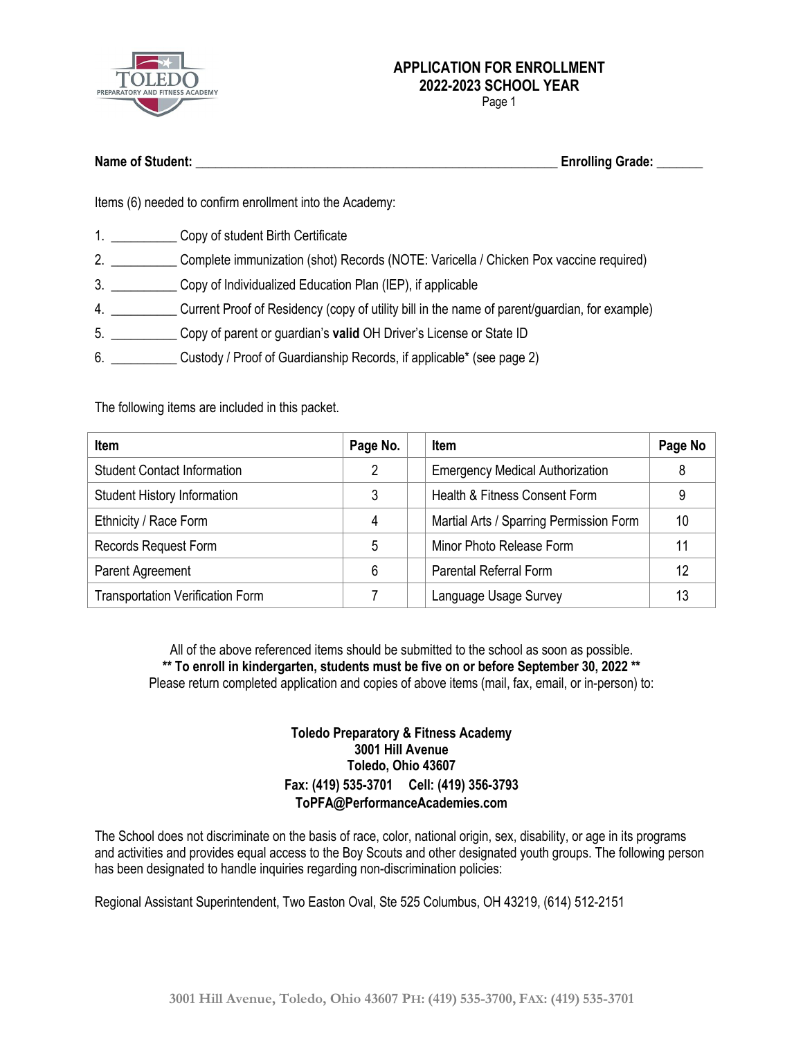# APPLICATION FOR ENROLLMENT
## 2022-2023 SCHOOL YEAR
Page 1

**Name of Student:** _______________________________________________________ **Enrolling Grade:** _______

Items (6) needed to confirm enrollment into the Academy:

1. __________ Copy of student Birth Certificate
2. __________ Complete immunization (shot) Records (NOTE: Varicella / Chicken Pox vaccine required)
3. __________ Copy of Individualized Education Plan (IEP), if applicable
4. __________ Current Proof of Residency (copy of utility bill in the name of parent/guardian, for example)
5. __________ Copy of parent or guardian's **valid** OH Driver's License or State ID
6. __________ Custody / Proof of Guardianship Records, if applicable* (see page 2)

The following items are included in this packet.

| Item | Page No. | | Item | Page No |
|---|---|---|---|---|
| Student Contact Information | 2 | | Emergency Medical Authorization | 8 |
| Student History Information | 3 | | Health & Fitness Consent Form | 9 |
| Ethnicity / Race Form | 4 | | Martial Arts / Sparring Permission Form | 10 |
| Records Request Form | 5 | | Minor Photo Release Form | 11 |
| Parent Agreement | 6 | | Parental Referral Form | 12 |
| Transportation Verification Form | 7 | | Language Usage Survey | 13 |

All of the above referenced items should be submitted to the school as soon as possible.
**** To enroll in kindergarten, students must be five on or before September 30, 2022 ****
Please return completed application and copies of above items (mail, fax, email, or in-person) to:

**Toledo Preparatory & Fitness Academy**
**3001 Hill Avenue**
**Toledo, Ohio 43607**
**Fax: (419) 535-3701 Cell: (419) 356-3793**
**ToPFA@PerformanceAcademies.com**

The School does not discriminate on the basis of race, color, national origin, sex, disability, or age in its programs and activities and provides equal access to the Boy Scouts and other designated youth groups. The following person has been designated to handle inquiries regarding non-discrimination policies:

Regional Assistant Superintendent, Two Easton Oval, Ste 525 Columbus, OH 43219, (614) 512-2151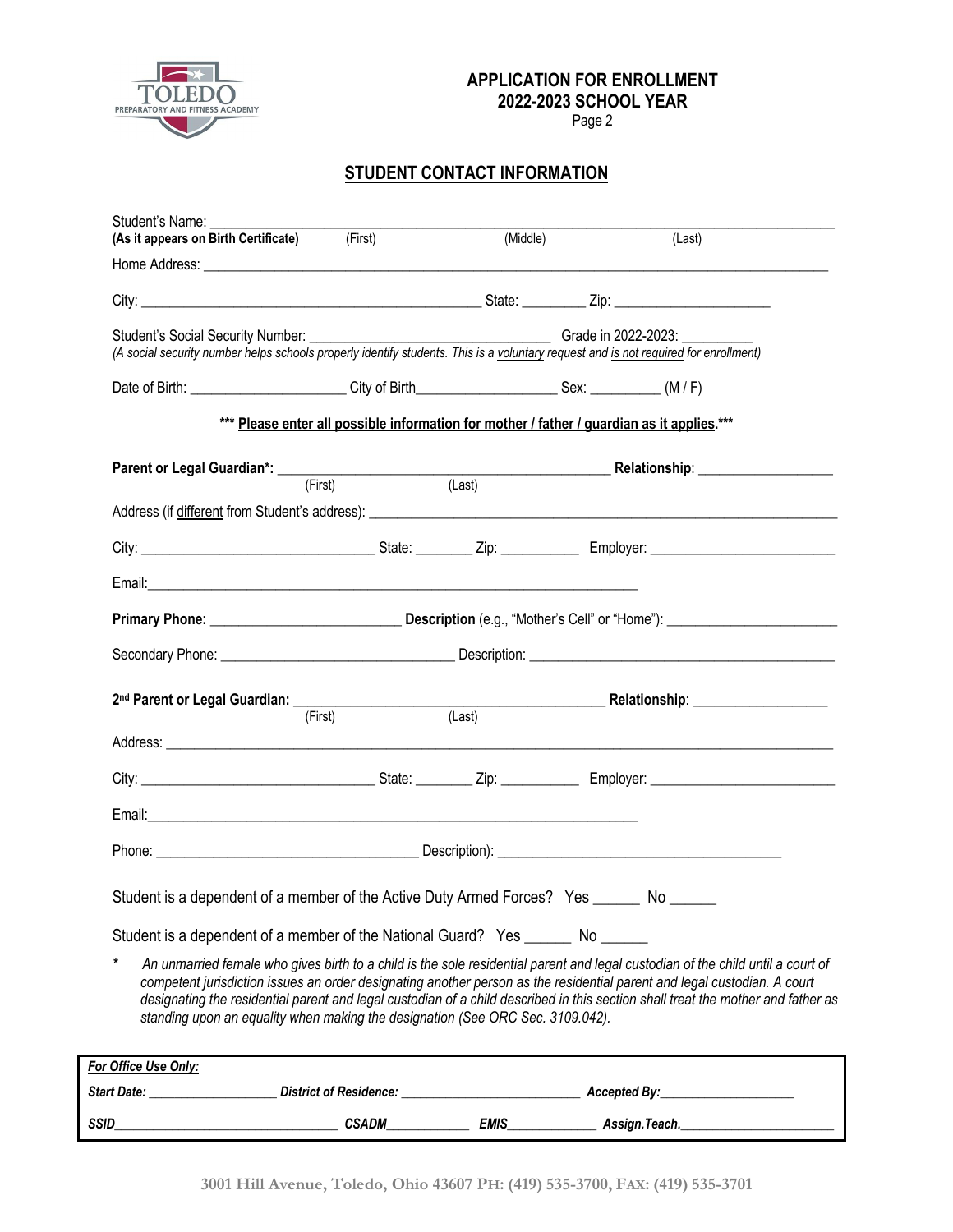# APPLICATION FOR ENROLLMENT
## 2022-2023 SCHOOL YEAR

Page 2

## STUDENT CONTACT INFORMATION

Student's Name: ________________________________________________________________________________
**(As it appears on Birth Certificate)** (First) (Middle) (Last)

Home Address: ________________________________________________________________________________

City: ______________________________________________ State: _________ Zip: _____________________

Student's Social Security Number: _________________________________ Grade in 2022-2023: __________
*(A social security number helps schools properly identify students. This is a voluntary request and is not required for enrollment)*

Date of Birth: _____________________ City of Birth___________________ Sex: _________ (M / F)

\*\*\* **Please enter all possible information for mother / father / guardian as it applies.**\*\*\*

**Parent or Legal Guardian\*:** ____________________________________________ **Relationship**: __________________
(First) (Last)

Address (if different from Student's address): ______________________________________________________

City: ________________________________ State: ________ Zip: ___________ Employer: _________________________

Email: ____________________________________________________________________

**Primary Phone:** _________________________ **Description** (e.g., "Mother's Cell" or "Home"): _______________________

Secondary Phone: _______________________________ Description: __________________________________________

**2nd Parent or Legal Guardian:** __________________________________________ **Relationship**: __________________
(First) (Last)

Address: ______________________________________________________________________________________

City: ________________________________ State: ________ Zip: ___________ Employer: _________________________

Email: ____________________________________________________________________

Phone: ___________________________________ Description): ______________________________________

Student is a dependent of a member of the Active Duty Armed Forces? Yes ______ No ______

Student is a dependent of a member of the National Guard? Yes ______ No ______

\* *An unmarried female who gives birth to a child is the sole residential parent and legal custodian of the child until a court of competent jurisdiction issues an order designating another person as the residential parent and legal custodian. A court designating the residential parent and legal custodian of a child described in this section shall treat the mother and father as standing upon an equality when making the designation (See ORC Sec. 3109.042).*

***For Office Use Only:***

***Start Date:*** __________________ ***District of Residence:*** _________________________ ***Accepted By:*** ___________________

***SSID*** _________________________________ ***CSADM*** ____________ ***EMIS*** _____________ ***Assign.Teach.*** ______________________

3001 Hill Avenue, Toledo, Ohio 43607 PH: (419) 535-3700, FAX: (419) 535-3701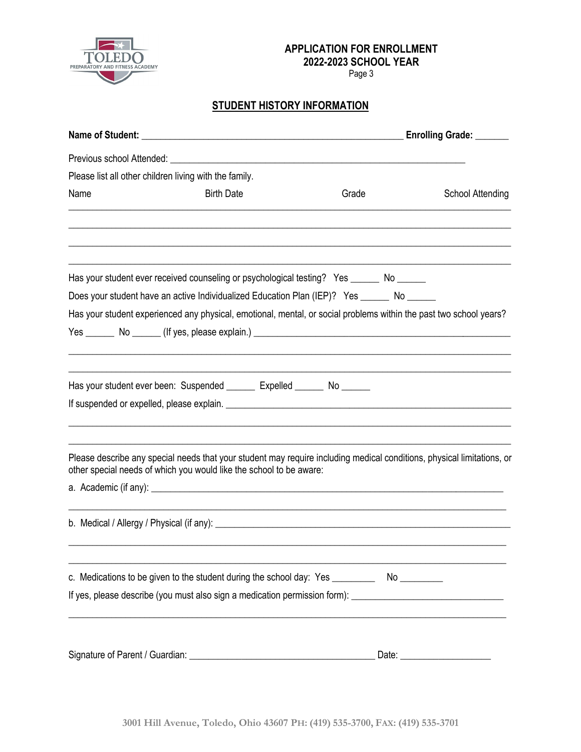**APPLICATION FOR ENROLLMENT**
**2022-2023 SCHOOL YEAR**
Page 3

## STUDENT HISTORY INFORMATION

**Name of Student:** _______________________________________________ **Enrolling Grade:** _______

Previous school Attended: ______________________________________________________

Please list all other children living with the family.

| Name | Birth Date | Grade | School Attending |
|---|---|---|---|
| | | | |
| | | | |
| | | | |
| | | | |

Has your student ever received counseling or psychological testing? Yes ______ No ______

Does your student have an active Individualized Education Plan (IEP)? Yes ______ No ______

Has your student experienced any physical, emotional, mental, or social problems within the past two school years?

Yes ______ No ______ (If yes, please explain.) ______________________________________________

______________________________________________________________________________

______________________________________________________________________________

Has your student ever been: Suspended ______ Expelled ______ No ______

If suspended or expelled, please explain. ______________________________________________

______________________________________________________________________________

______________________________________________________________________________

Please describe any special needs that your student may require including medical conditions, physical limitations, or other special needs of which you would like the school to be aware:

a. Academic (if any): ______________________________________________________________

______________________________________________________________________________

b. Medical / Allergy / Physical (if any): ______________________________________________

______________________________________________________________________________

______________________________________________________________________________

c. Medications to be given to the student during the school day: Yes _________ No _________

If yes, please describe (you must also sign a medication permission form): ___________________________

______________________________________________________________________________

Signature of Parent / Guardian: ____________________________________ Date: __________________

3001 Hill Avenue, Toledo, Ohio 43607 PH: (419) 535-3700, FAX: (419) 535-3701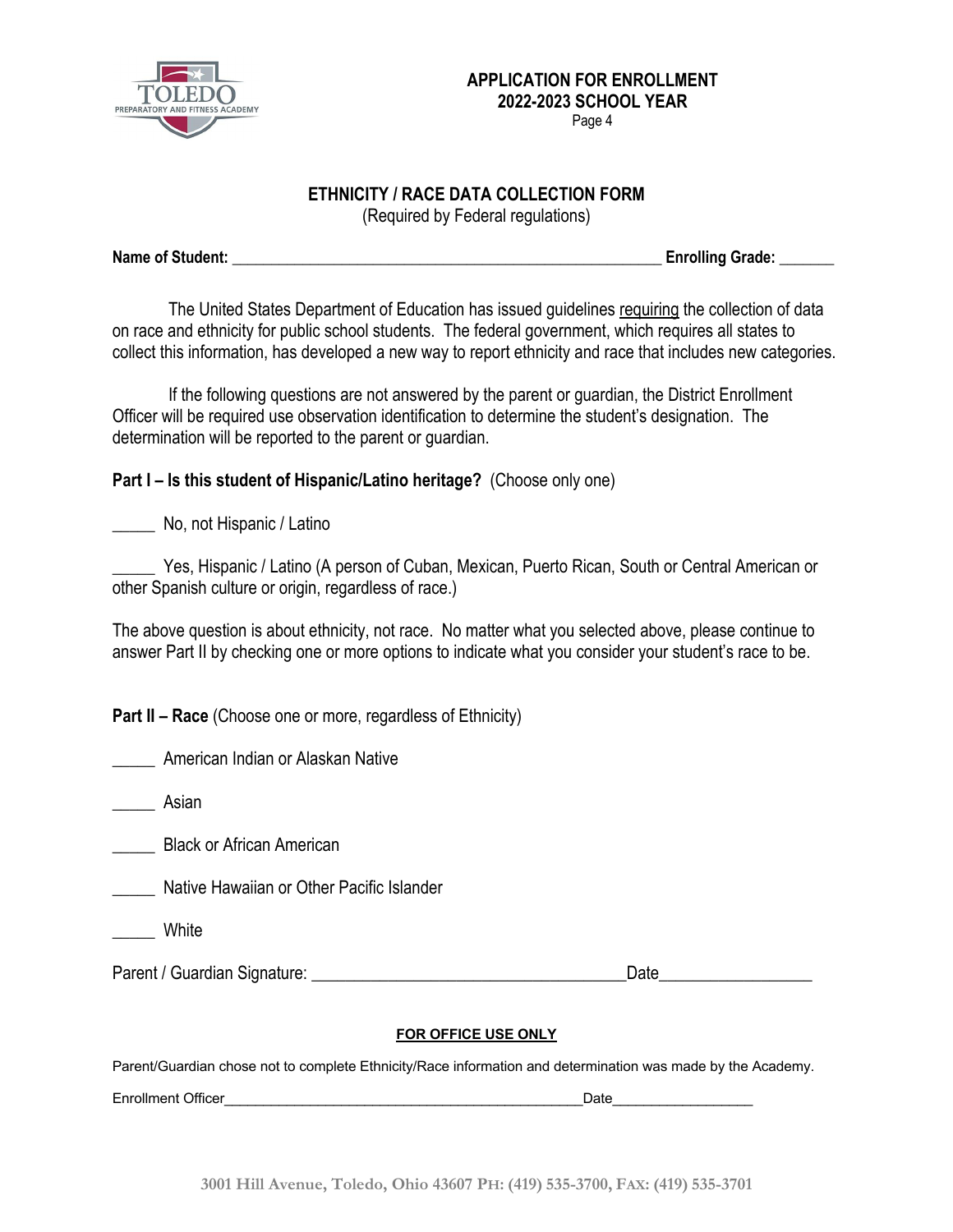**APPLICATION FOR ENROLLMENT**
**2022-2023 SCHOOL YEAR**

## ETHNICITY / RACE DATA COLLECTION FORM

(Required by Federal regulations)

**Name of Student:** ______________________________________________ **Enrolling Grade:** ______

The United States Department of Education has issued guidelines requiring the collection of data on race and ethnicity for public school students. The federal government, which requires all states to collect this information, has developed a new way to report ethnicity and race that includes new categories.

If the following questions are not answered by the parent or guardian, the District Enrollment Officer will be required use observation identification to determine the student's designation. The determination will be reported to the parent or guardian.

**Part I – Is this student of Hispanic/Latino heritage?** (Choose only one)

_____ No, not Hispanic / Latino

_____ Yes, Hispanic / Latino (A person of Cuban, Mexican, Puerto Rican, South or Central American or other Spanish culture or origin, regardless of race.)

The above question is about ethnicity, not race. No matter what you selected above, please continue to answer Part II by checking one or more options to indicate what you consider your student's race to be.

**Part II – Race** (Choose one or more, regardless of Ethnicity)

_____ American Indian or Alaskan Native

_____ Asian

_____ Black or African American

_____ Native Hawaiian or Other Pacific Islander

_____ White

Parent / Guardian Signature: ___________________________________Date_________________

**FOR OFFICE USE ONLY**

Parent/Guardian chose not to complete Ethnicity/Race information and determination was made by the Academy.

Enrollment Officer_____________________________________________Date_________________

3001 Hill Avenue, Toledo, Ohio 43607 PH: (419) 535-3700, FAX: (419) 535-3701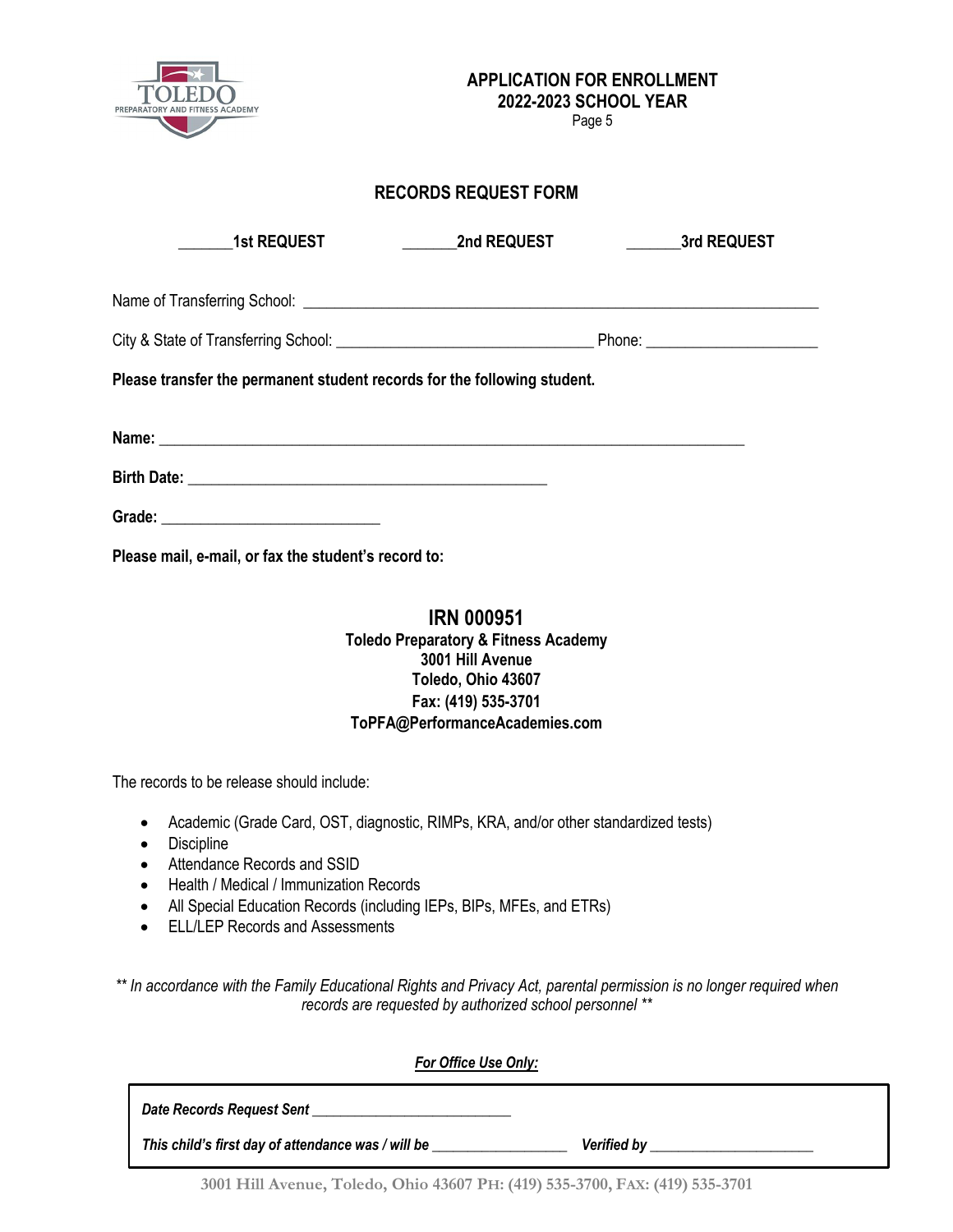**APPLICATION FOR ENROLLMENT**
**2022-2023 SCHOOL YEAR**
Page 5

## RECORDS REQUEST FORM

**_______1st REQUEST** **_______2nd REQUEST** **_______3rd REQUEST**

Name of Transferring School: ___________________________________________________________________

City & State of Transferring School: _______________________________ Phone: ____________________

**Please transfer the permanent student records for the following student.**

**Name:** _______________________________________________________________________

**Birth Date:** ____________________________________________

**Grade:** ___________________________

**Please mail, e-mail, or fax the student's record to:**

**IRN 000951**
**Toledo Preparatory & Fitness Academy**
**3001 Hill Avenue**
**Toledo, Ohio 43607**
**Fax: (419) 535-3701**
**ToPFA@PerformanceAcademies.com**

The records to be release should include:

- Academic (Grade Card, OST, diagnostic, RIMPs, KRA, and/or other standardized tests)
- Discipline
- Attendance Records and SSID
- Health / Medical / Immunization Records
- All Special Education Records (including IEPs, BIPs, MFEs, and ETRs)
- ELL/LEP Records and Assessments

*** In accordance with the Family Educational Rights and Privacy Act, parental permission is no longer required when records are requested by authorized school personnel ***

***For Office Use Only:***

***Date Records Request Sent*** __________________________

***This child's first day of attendance was / will be*** _________________ ***Verified by*** _____________________

3001 Hill Avenue, Toledo, Ohio 43607 PH: (419) 535-3700, FAX: (419) 535-3701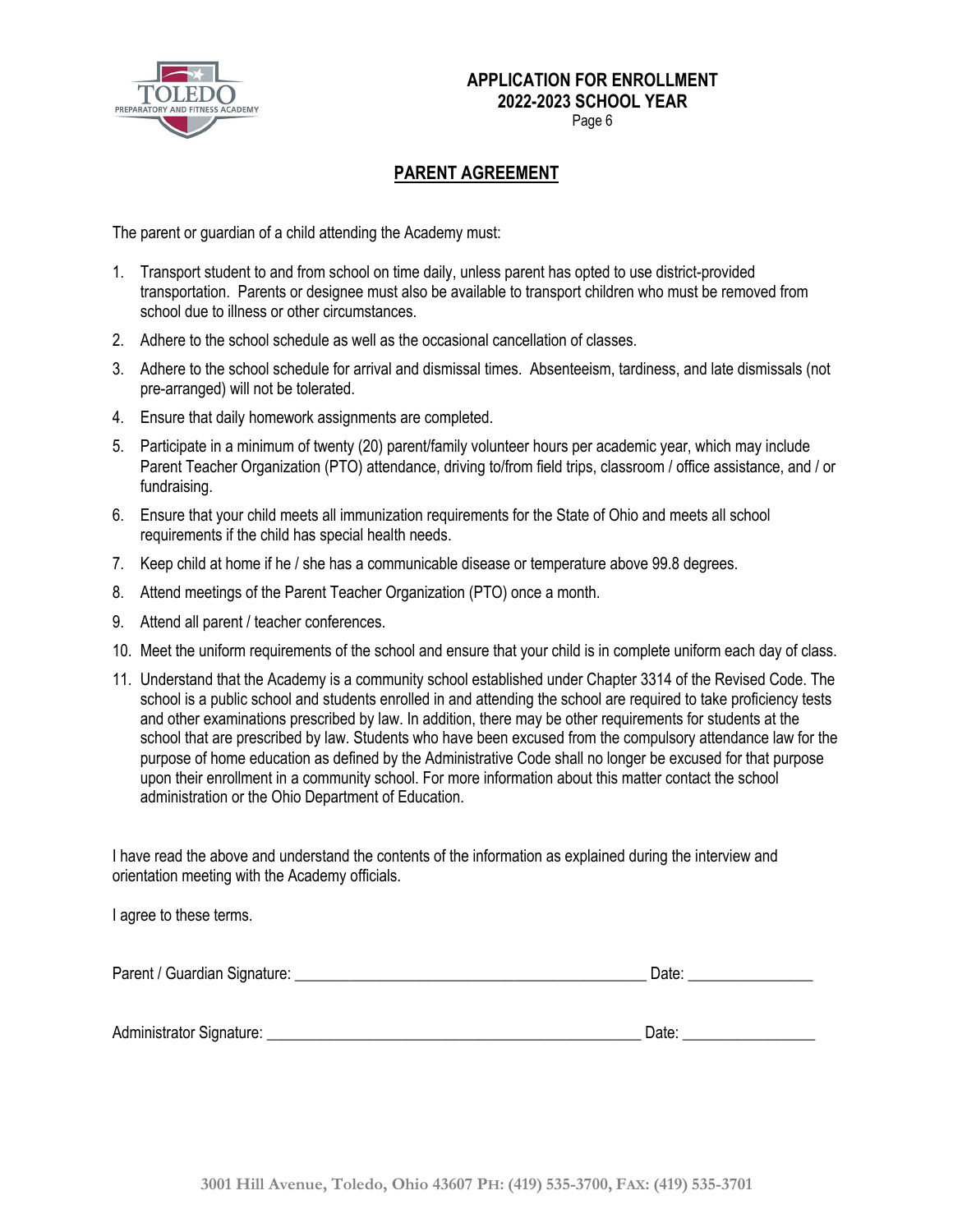# APPLICATION FOR ENROLLMENT
## 2022-2023 SCHOOL YEAR

## PARENT AGREEMENT

The parent or guardian of a child attending the Academy must:

1. Transport student to and from school on time daily, unless parent has opted to use district-provided transportation. Parents or designee must also be available to transport children who must be removed from school due to illness or other circumstances.
2. Adhere to the school schedule as well as the occasional cancellation of classes.
3. Adhere to the school schedule for arrival and dismissal times. Absenteeism, tardiness, and late dismissals (not pre-arranged) will not be tolerated.
4. Ensure that daily homework assignments are completed.
5. Participate in a minimum of twenty (20) parent/family volunteer hours per academic year, which may include Parent Teacher Organization (PTO) attendance, driving to/from field trips, classroom / office assistance, and / or fundraising.
6. Ensure that your child meets all immunization requirements for the State of Ohio and meets all school requirements if the child has special health needs.
7. Keep child at home if he / she has a communicable disease or temperature above 99.8 degrees.
8. Attend meetings of the Parent Teacher Organization (PTO) once a month.
9. Attend all parent / teacher conferences.
10. Meet the uniform requirements of the school and ensure that your child is in complete uniform each day of class.
11. Understand that the Academy is a community school established under Chapter 3314 of the Revised Code. The school is a public school and students enrolled in and attending the school are required to take proficiency tests and other examinations prescribed by law. In addition, there may be other requirements for students at the school that are prescribed by law. Students who have been excused from the compulsory attendance law for the purpose of home education as defined by the Administrative Code shall no longer be excused for that purpose upon their enrollment in a community school. For more information about this matter contact the school administration or the Ohio Department of Education.

I have read the above and understand the contents of the information as explained during the interview and orientation meeting with the Academy officials.

I agree to these terms.

Parent / Guardian Signature: _____________________________________________ Date: ________________

Administrator Signature: ________________________________________________ Date: _________________

3001 Hill Avenue, Toledo, Ohio 43607 PH: (419) 535-3700, FAX: (419) 535-3701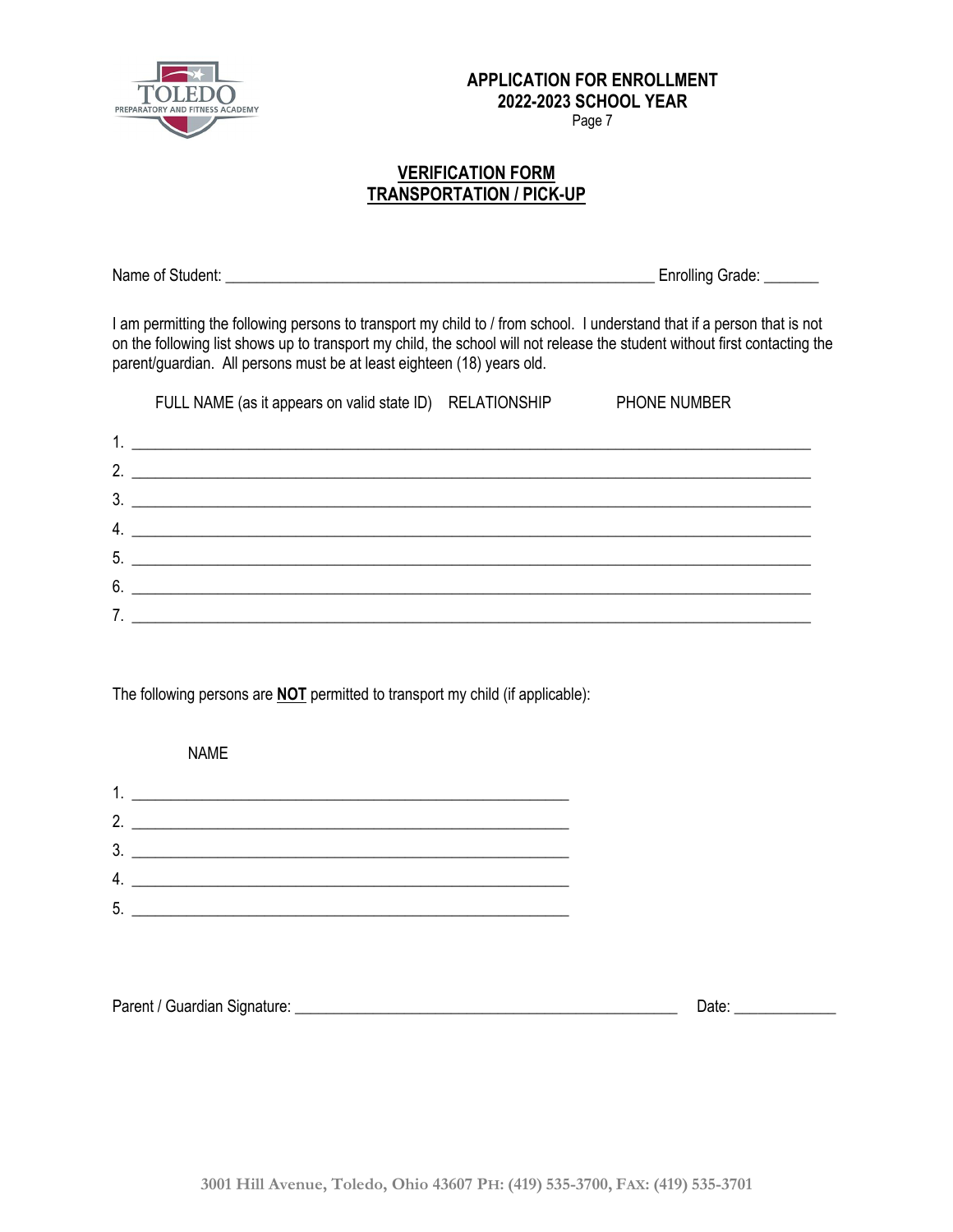**APPLICATION FOR ENROLLMENT**
**2022-2023 SCHOOL YEAR**

## VERIFICATION FORM
## TRANSPORTATION / PICK-UP

Name of Student: ______________________________________________________ Enrolling Grade: _______

I am permitting the following persons to transport my child to / from school. I understand that if a person that is not on the following list shows up to transport my child, the school will not release the student without first contacting the parent/guardian. All persons must be at least eighteen (18) years old.

| FULL NAME (as it appears on valid state ID) | RELATIONSHIP | PHONE NUMBER |
|---|---|---|
| 1. | | |
| 2. | | |
| 3. | | |
| 4. | | |
| 5. | | |
| 6. | | |
| 7. | | |

The following persons are **NOT** permitted to transport my child (if applicable):

| NAME |
|---|
| 1. |
| 2. |
| 3. |
| 4. |
| 5. |

Parent / Guardian Signature: _________________________________________________ Date: _____________

3001 Hill Avenue, Toledo, Ohio 43607 PH: (419) 535-3700, FAX: (419) 535-3701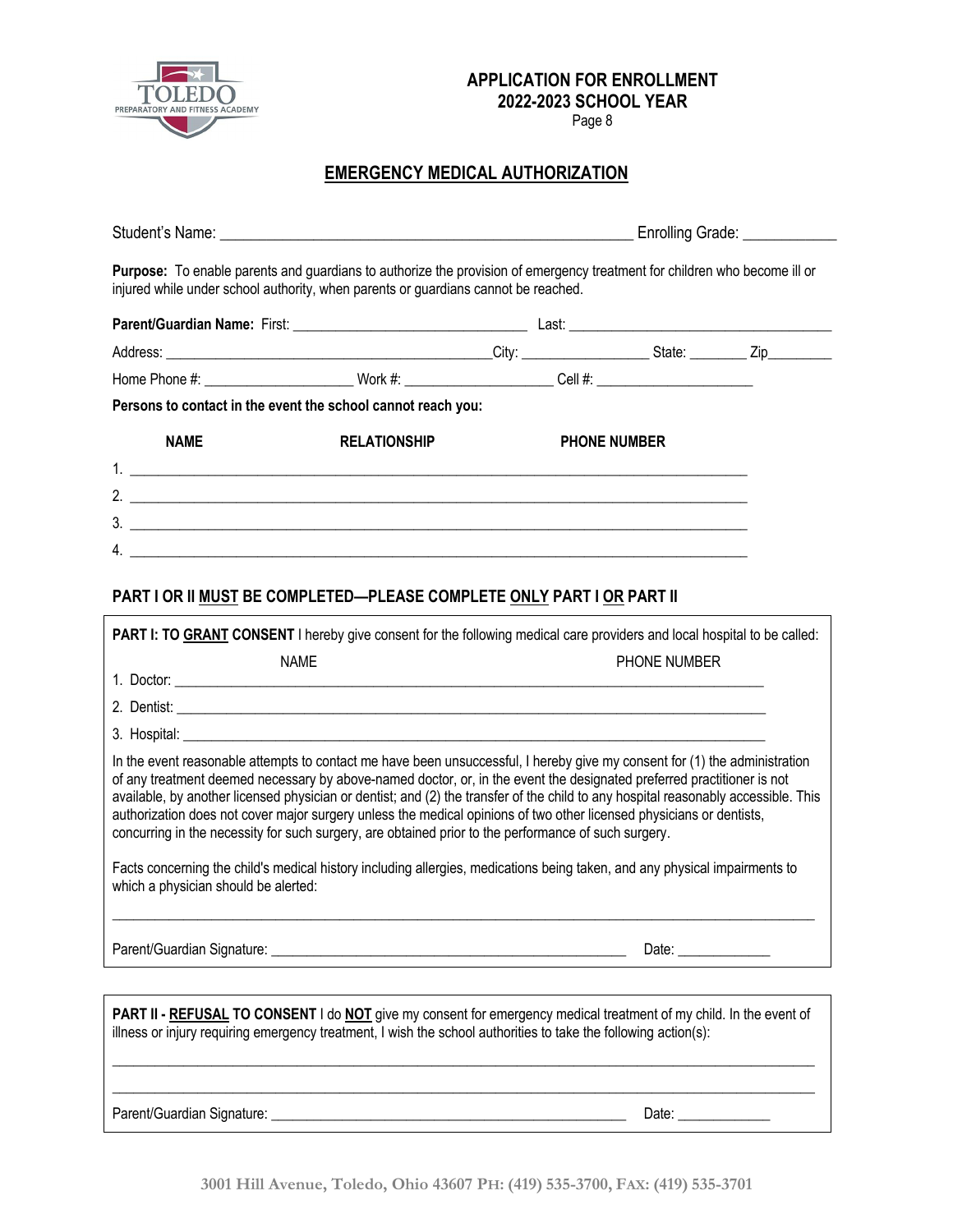TOLEDO PREPARATORY AND FITNESS ACADEMY

**APPLICATION FOR ENROLLMENT**
**2022-2023 SCHOOL YEAR**
Page 8

## EMERGENCY MEDICAL AUTHORIZATION

Student's Name: ____________________________________________________ Enrolling Grade: ____________

**Purpose:** To enable parents and guardians to authorize the provision of emergency treatment for children who become ill or injured while under school authority, when parents or guardians cannot be reached.

**Parent/Guardian Name:** First: ________________________________ Last: ____________________________________

Address: _____________________________________________City: _________________ State: ________ Zip_________

Home Phone #: ____________________ Work #: ____________________ Cell #: ______________________

**Persons to contact in the event the school cannot reach you:**

| NAME | RELATIONSHIP | PHONE NUMBER |
|---|---|---|
| 1. | | |
| 2. | | |
| 3. | | |
| 4. | | |

**PART I OR II MUST BE COMPLETED—PLEASE COMPLETE ONLY PART I OR PART II**

**PART I: TO GRANT CONSENT** I hereby give consent for the following medical care providers and local hospital to be called:

| | NAME | PHONE NUMBER |
|---|---|---|
| 1. Doctor: | | |
| 2. Dentist: | | |
| 3. Hospital: | | |

In the event reasonable attempts to contact me have been unsuccessful, I hereby give my consent for (1) the administration of any treatment deemed necessary by above-named doctor, or, in the event the designated preferred practitioner is not available, by another licensed physician or dentist; and (2) the transfer of the child to any hospital reasonably accessible. This authorization does not cover major surgery unless the medical opinions of two other licensed physicians or dentists, concurring in the necessity for such surgery, are obtained prior to the performance of such surgery.

Facts concerning the child's medical history including allergies, medications being taken, and any physical impairments to which a physician should be alerted:

_____________________________________________________________________________________________

Parent/Guardian Signature: _________________________________________________ Date: _____________

**PART II - REFUSAL TO CONSENT** I do **NOT** give my consent for emergency medical treatment of my child. In the event of illness or injury requiring emergency treatment, I wish the school authorities to take the following action(s):

_____________________________________________________________________________________________

_____________________________________________________________________________________________

Parent/Guardian Signature: _________________________________________________ Date: _____________

3001 Hill Avenue, Toledo, Ohio 43607 PH: (419) 535-3700, FAX: (419) 535-3701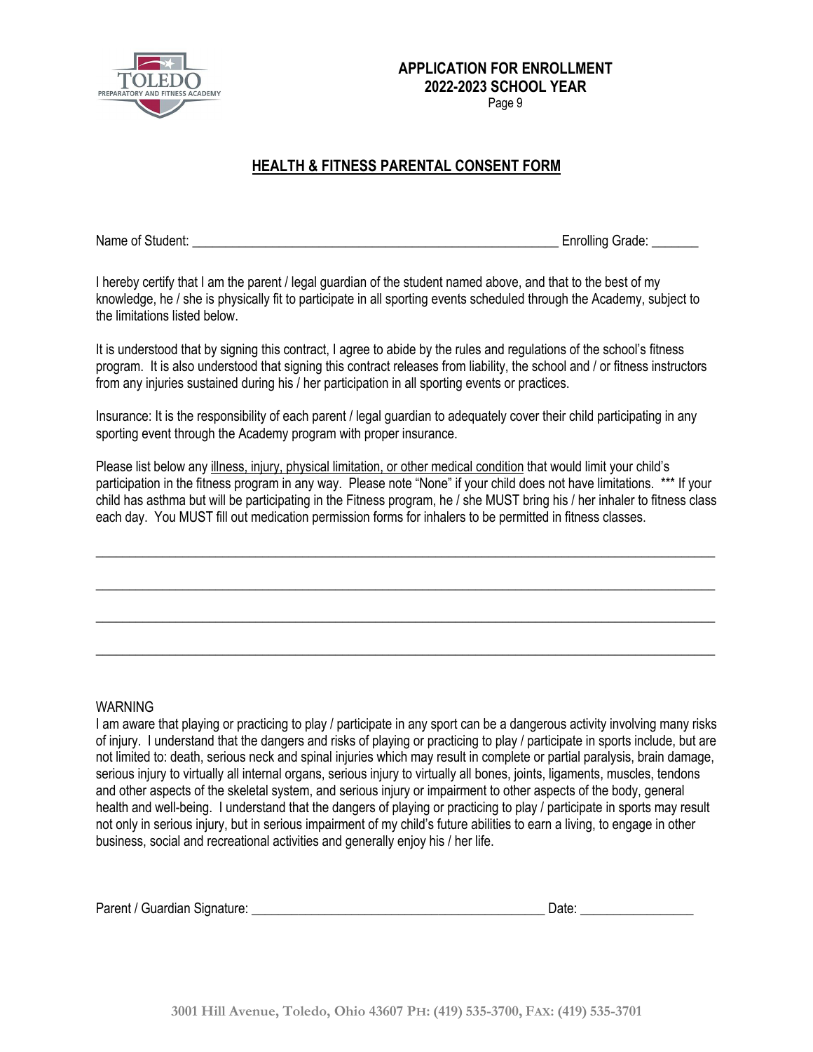**APPLICATION FOR ENROLLMENT**
**2022-2023 SCHOOL YEAR**

## HEALTH & FITNESS PARENTAL CONSENT FORM

Name of Student: _______________________________________________________ Enrolling Grade: _______

I hereby certify that I am the parent / legal guardian of the student named above, and that to the best of my knowledge, he / she is physically fit to participate in all sporting events scheduled through the Academy, subject to the limitations listed below.

It is understood that by signing this contract, I agree to abide by the rules and regulations of the school's fitness program. It is also understood that signing this contract releases from liability, the school and / or fitness instructors from any injuries sustained during his / her participation in all sporting events or practices.

Insurance: It is the responsibility of each parent / legal guardian to adequately cover their child participating in any sporting event through the Academy program with proper insurance.

Please list below any illness, injury, physical limitation, or other medical condition that would limit your child's participation in the fitness program in any way. Please note "None" if your child does not have limitations. *** If your child has asthma but will be participating in the Fitness program, he / she MUST bring his / her inhaler to fitness class each day. You MUST fill out medication permission forms for inhalers to be permitted in fitness classes.

_____________________________________________________________________________________________

_____________________________________________________________________________________________

_____________________________________________________________________________________________

_____________________________________________________________________________________________

WARNING

I am aware that playing or practicing to play / participate in any sport can be a dangerous activity involving many risks of injury. I understand that the dangers and risks of playing or practicing to play / participate in sports include, but are not limited to: death, serious neck and spinal injuries which may result in complete or partial paralysis, brain damage, serious injury to virtually all internal organs, serious injury to virtually all bones, joints, ligaments, muscles, tendons and other aspects of the skeletal system, and serious injury or impairment to other aspects of the body, general health and well-being. I understand that the dangers of playing or practicing to play / participate in sports may result not only in serious injury, but in serious impairment of my child's future abilities to earn a living, to engage in other business, social and recreational activities and generally enjoy his / her life.

Parent / Guardian Signature: ___________________________________________ Date: ________________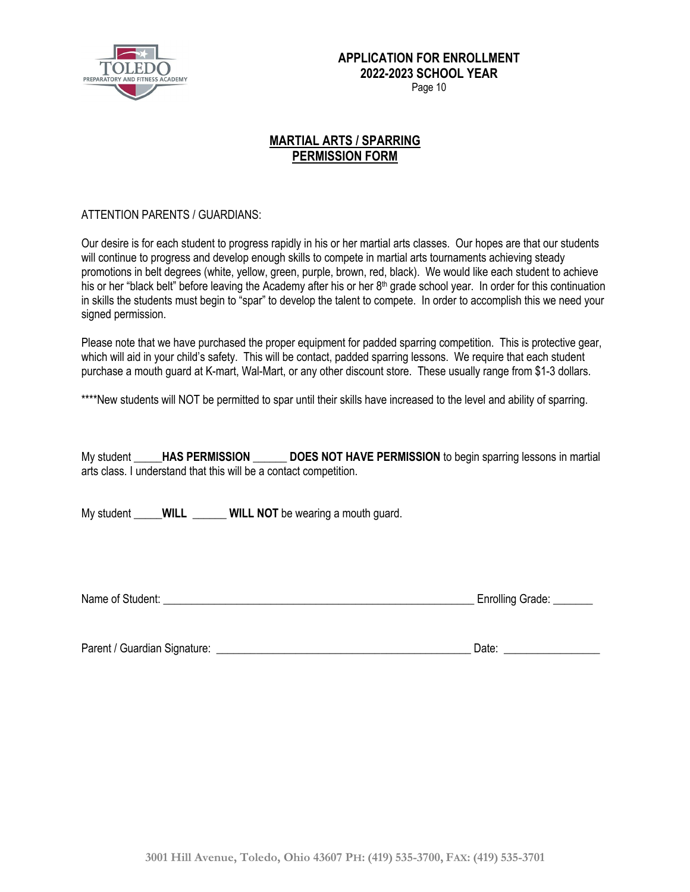**APPLICATION FOR ENROLLMENT**
**2022-2023 SCHOOL YEAR**

# MARTIAL ARTS / SPARRING PERMISSION FORM

ATTENTION PARENTS / GUARDIANS:

Our desire is for each student to progress rapidly in his or her martial arts classes. Our hopes are that our students will continue to progress and develop enough skills to compete in martial arts tournaments achieving steady promotions in belt degrees (white, yellow, green, purple, brown, red, black). We would like each student to achieve his or her "black belt" before leaving the Academy after his or her 8th grade school year. In order for this continuation in skills the students must begin to "spar" to develop the talent to compete. In order to accomplish this we need your signed permission.

Please note that we have purchased the proper equipment for padded sparring competition. This is protective gear, which will aid in your child's safety. This will be contact, padded sparring lessons. We require that each student purchase a mouth guard at K-mart, Wal-Mart, or any other discount store. These usually range from $1-3 dollars.

****New students will NOT be permitted to spar until their skills have increased to the level and ability of sparring.

My student _____**HAS PERMISSION** ______ **DOES NOT HAVE PERMISSION** to begin sparring lessons in martial arts class. I understand that this will be a contact competition.

My student _____**WILL** ______ **WILL NOT** be wearing a mouth guard.

Name of Student: _______________________________________________________ Enrolling Grade: _______

Parent / Guardian Signature: _____________________________________________ Date: ________________

3001 Hill Avenue, Toledo, Ohio 43607 PH: (419) 535-3700, FAX: (419) 535-3701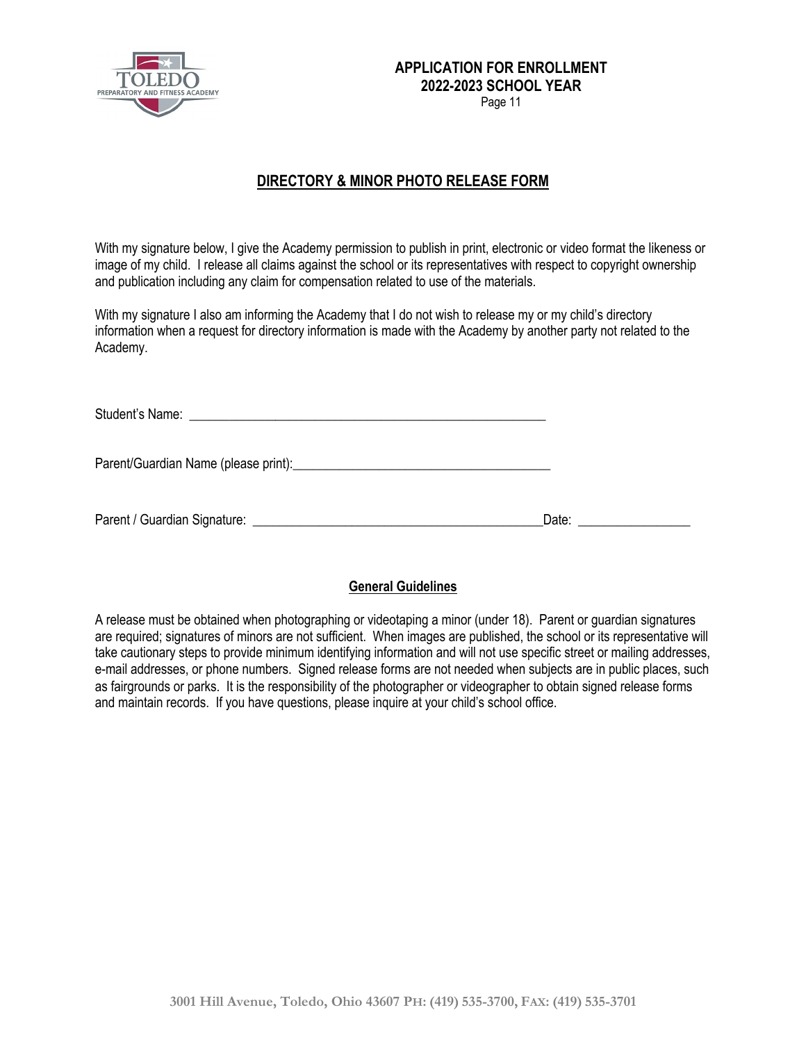## APPLICATION FOR ENROLLMENT
## 2022-2023 SCHOOL YEAR

## DIRECTORY & MINOR PHOTO RELEASE FORM

With my signature below, I give the Academy permission to publish in print, electronic or video format the likeness or image of my child. I release all claims against the school or its representatives with respect to copyright ownership and publication including any claim for compensation related to use of the materials.

With my signature I also am informing the Academy that I do not wish to release my or my child's directory information when a request for directory information is made with the Academy by another party not related to the Academy.

Student's Name: ______________________________________________________

Parent/Guardian Name (please print):_______________________________________

Parent / Guardian Signature: ____________________________________________Date: _________________

### General Guidelines

A release must be obtained when photographing or videotaping a minor (under 18). Parent or guardian signatures are required; signatures of minors are not sufficient. When images are published, the school or its representative will take cautionary steps to provide minimum identifying information and will not use specific street or mailing addresses, e-mail addresses, or phone numbers. Signed release forms are not needed when subjects are in public places, such as fairgrounds or parks. It is the responsibility of the photographer or videographer to obtain signed release forms and maintain records. If you have questions, please inquire at your child's school office.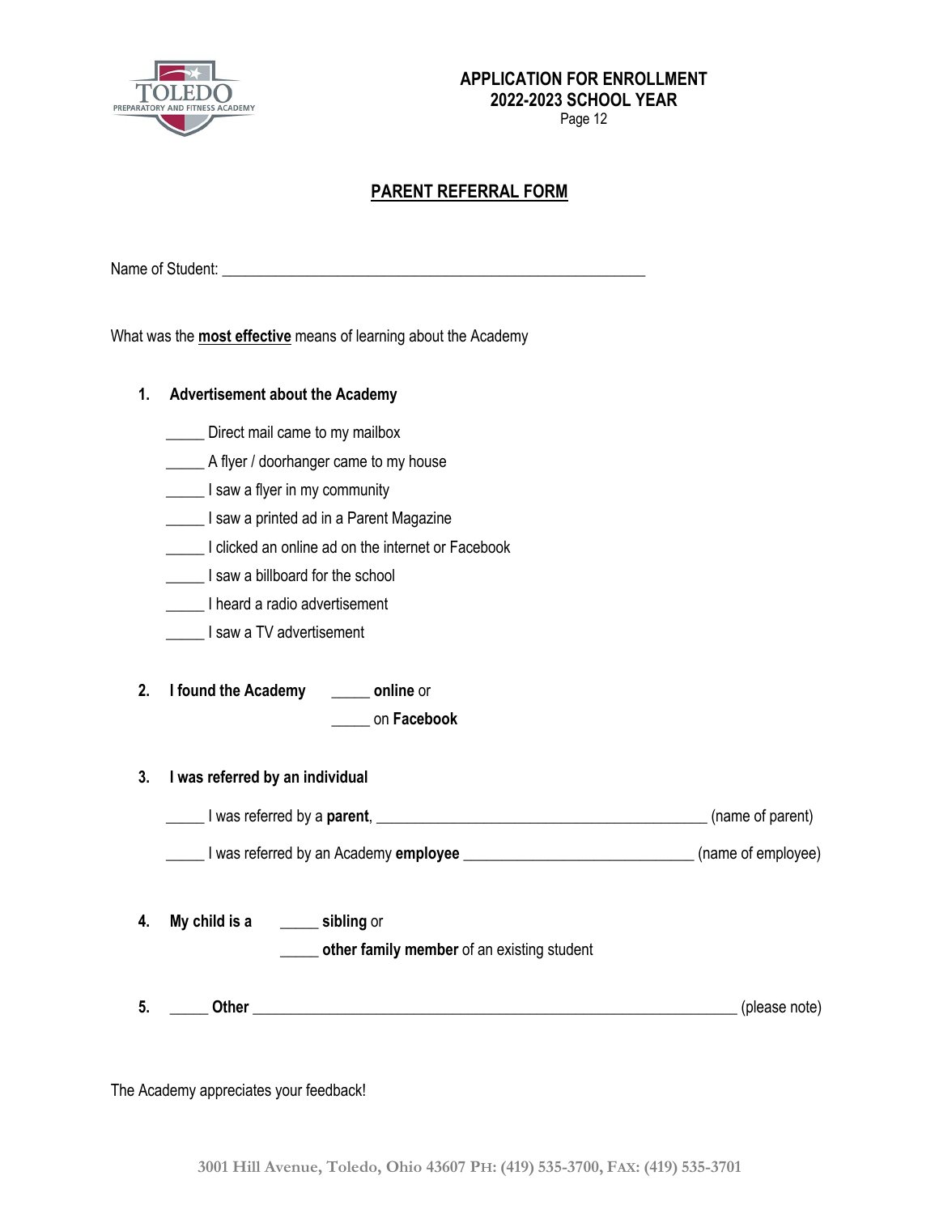**APPLICATION FOR ENROLLMENT**
**2022-2023 SCHOOL YEAR**

## PARENT REFERRAL FORM

Name of Student: ______________________________________________________

What was the **most effective** means of learning about the Academy

1. **Advertisement about the Academy**

   _____ Direct mail came to my mailbox
   _____ A flyer / doorhanger came to my house
   _____ I saw a flyer in my community
   _____ I saw a printed ad in a Parent Magazine
   _____ I clicked an online ad on the internet or Facebook
   _____ I saw a billboard for the school
   _____ I heard a radio advertisement
   _____ I saw a TV advertisement

2. **I found the Academy** _____ **online** or
   _____ on **Facebook**

3. **I was referred by an individual**

   _____ I was referred by a **parent**, __________________________________________ (name of parent)

   _____ I was referred by an Academy **employee** _____________________________ (name of employee)

4. **My child is a** _____ **sibling** or
   _____ **other family member** of an existing student

5. _____ **Other** ________________________________________________________________ (please note)

The Academy appreciates your feedback!

3001 Hill Avenue, Toledo, Ohio 43607 PH: (419) 535-3700, FAX: (419) 535-3701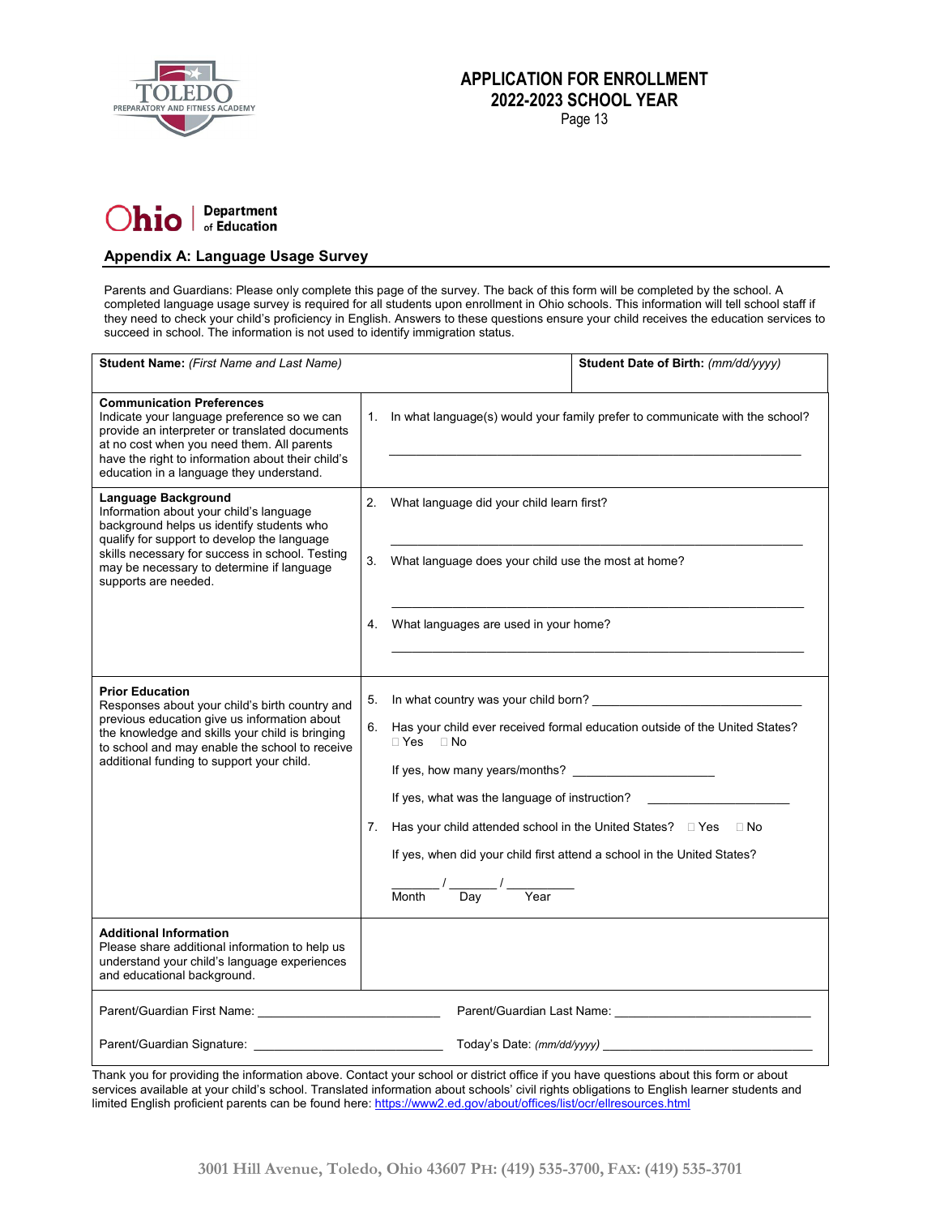# APPLICATION FOR ENROLLMENT
## 2022-2023 SCHOOL YEAR

Ohio | Department of Education

### Appendix A: Language Usage Survey

Parents and Guardians: Please only complete this page of the survey. The back of this form will be completed by the school. A completed language usage survey is required for all students upon enrollment in Ohio schools. This information will tell school staff if they need to check your child's proficiency in English. Answers to these questions ensure your child receives the education services to succeed in school. The information is not used to identify immigration status.

| | |
|---|---|
| **Student Name:** *(First Name and Last Name)* | **Student Date of Birth:** *(mm/dd/yyyy)* |
| **Communication Preferences**<br>Indicate your language preference so we can provide an interpreter or translated documents at no cost when you need them. All parents have the right to information about their child's education in a language they understand. | 1. In what language(s) would your family prefer to communicate with the school?<br>\_\_\_\_\_\_\_\_\_\_\_\_\_\_\_\_\_\_\_\_\_\_\_\_\_\_\_\_\_\_\_\_\_\_\_\_\_\_\_\_ |
| **Language Background**<br>Information about your child's language background helps us identify students who qualify for support to develop the language skills necessary for success in school. Testing may be necessary to determine if language supports are needed. | 2. What language did your child learn first?<br>\_\_\_\_\_\_\_\_\_\_\_\_\_\_\_\_\_\_\_\_\_\_\_\_\_\_\_\_\_\_\_\_\_\_\_\_\_\_\_\_<br>3. What language does your child use the most at home?<br>\_\_\_\_\_\_\_\_\_\_\_\_\_\_\_\_\_\_\_\_\_\_\_\_\_\_\_\_\_\_\_\_\_\_\_\_\_\_\_\_<br>4. What languages are used in your home?<br>\_\_\_\_\_\_\_\_\_\_\_\_\_\_\_\_\_\_\_\_\_\_\_\_\_\_\_\_\_\_\_\_\_\_\_\_\_\_\_\_ |
| **Prior Education**<br>Responses about your child's birth country and previous education give us information about the knowledge and skills your child is bringing to school and may enable the school to receive additional funding to support your child. | 5. In what country was your child born? \_\_\_\_\_\_\_\_\_\_\_\_\_\_\_\_\_\_\_\_<br>6. Has your child ever received formal education outside of the United States? ☐ Yes ☐ No<br>If yes, how many years/months? \_\_\_\_\_\_\_\_\_\_\_\_\_\_<br>If yes, what was the language of instruction? \_\_\_\_\_\_\_\_\_\_\_\_\_\_<br>7. Has your child attended school in the United States? ☐ Yes ☐ No<br>If yes, when did your child first attend a school in the United States?<br>\_\_\_\_\_\_ / \_\_\_\_\_\_ / \_\_\_\_\_\_\_<br>Month Day Year |
| **Additional Information**<br>Please share additional information to help us understand your child's language experiences and educational background. | |
| Parent/Guardian First Name: \_\_\_\_\_\_\_\_\_\_\_\_\_\_\_\_\_\_\_\_ | Parent/Guardian Last Name: \_\_\_\_\_\_\_\_\_\_\_\_\_\_\_\_\_\_\_\_ |
| Parent/Guardian Signature: \_\_\_\_\_\_\_\_\_\_\_\_\_\_\_\_\_\_\_\_ | Today's Date: *(mm/dd/yyyy)* \_\_\_\_\_\_\_\_\_\_\_\_\_\_\_\_\_\_\_\_ |

Thank you for providing the information above. Contact your school or district office if you have questions about this form or about services available at your child's school. Translated information about schools' civil rights obligations to English learner students and limited English proficient parents can be found here: https://www2.ed.gov/about/offices/list/ocr/ellresources.html